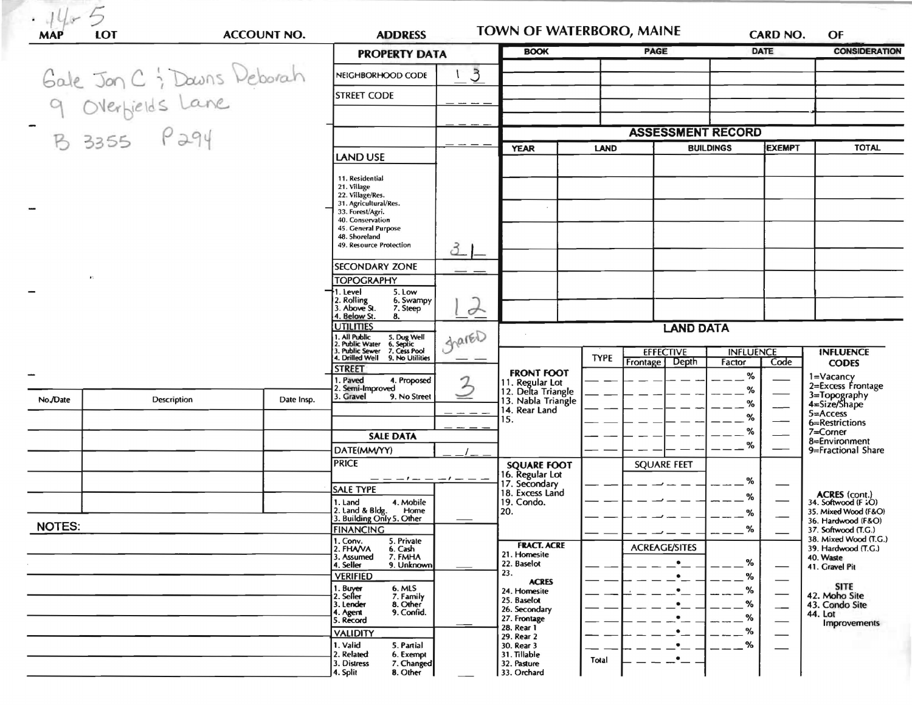14-5

| MAP | LOT | ACCOUNT NO. | ADDRESS | TOWN OF WATERBORO, MAINE | CARD NO. | OF |
|---|---|---|---|---|---|---|

Gale Jon C ; Downs Deborah
9 Overfields Lane
B 3355 P 294

## PROPERTY DATA

| | |
|---|---|
| NEIGHBORHOOD CODE | 13 |
| STREET CODE | |
| LAND USE (11. Residential, 21. Village, 22. Village/Res., 31. Agricultural/Res., 33. Forest/Agri., 40. Conservation, 45. General Purpose, 48. Shoreland, 49. Resource Protection) | 31 |
| SECONDARY ZONE | |
| TOPOGRAPHY (1. Level, 2. Rolling, 3. Above St., 4. Below St., 5. Low, 6. Swampy, 7. Steep, 8.) | 12 |
| UTILITIES (1. All Public, 2. Public Water, 3. Public Sewer, 4. Drilled Well, 5. Dug Well, 6. Septic, 7. Cess Pool, 9. No Utilities) | Shared |
| STREET (1. Paved, 2. Semi-Improved, 3. Gravel, 4. Proposed, 9. No Street) | 3 |

## SALE DATA

| | |
|---|---|
| DATE(MM/YY) | |
| PRICE | |
| SALE TYPE (1. Land, 2. Land & Bldg., 3. Building Only, 4. Mobile Home, 5. Other) | |
| FINANCING (1. Conv., 2. FHA/VA, 3. Assumed, 4. Seller, 5. Private, 6. Cash, 7. FMHA, 9. Unknown) | |
| VERIFIED (1. Buyer, 2. Seller, 3. Lender, 4. Agent, 5. Record, 6. MLS, 7. Family, 8. Other, 9. Confid.) | |
| VALIDITY (1. Valid, 2. Related, 3. Distress, 4. Split, 5. Partial, 6. Exempt, 7. Changed, 8. Other) | |

| BOOK | PAGE | DATE | CONSIDERATION |
|---|---|---|---|
| | | | |

## ASSESSMENT RECORD

| YEAR | LAND | BUILDINGS | EXEMPT | TOTAL |
|---|---|---|---|---|
| | | | | |

## LAND DATA

| | TYPE | EFFECTIVE Frontage | EFFECTIVE Depth | INFLUENCE Factor | INFLUENCE Code |
|---|---|---|---|---|---|
| FRONT FOOT (11. Regular Lot, 12. Delta Triangle, 13. Nabla Triangle, 14. Rear Land, 15.) | | | | % | |
| SQUARE FOOT (16. Regular Lot, 17. Secondary, 18. Excess Land, 19. Condo., 20.) | | SQUARE FEET | | % | |
| FRACT. ACRE (21. Homesite, 22. Baselot, 23.) | | ACREAGE/SITES | | % | |
| ACRES (24. Homesite, 25. Baselot, 26. Secondary, 27. Frontage, 28. Rear 1, 29. Rear 2, 30. Rear 3, 31. Tillable, 32. Pasture, 33. Orchard) | | | | % | |
| | Total | | | | |

INFLUENCE CODES: 1=Vacancy, 2=Excess Frontage, 3=Topography, 4=Size/Shape, 5=Access, 6=Restrictions, 7=Corner, 8=Environment, 9=Fractional Share

ACRES (cont.): 34. Softwood (F&O), 35. Mixed Wood (F&O), 36. Hardwood (F&O), 37. Softwood (T.G.), 38. Mixed Wood (T.G.), 39. Hardwood (T.G.), 40. Waste, 41. Gravel Pit

SITE: 42. Moho Site, 43. Condo Site, 44. Lot Improvements

| No./Date | Description | Date Insp. |
|---|---|---|
| | | |

NOTES: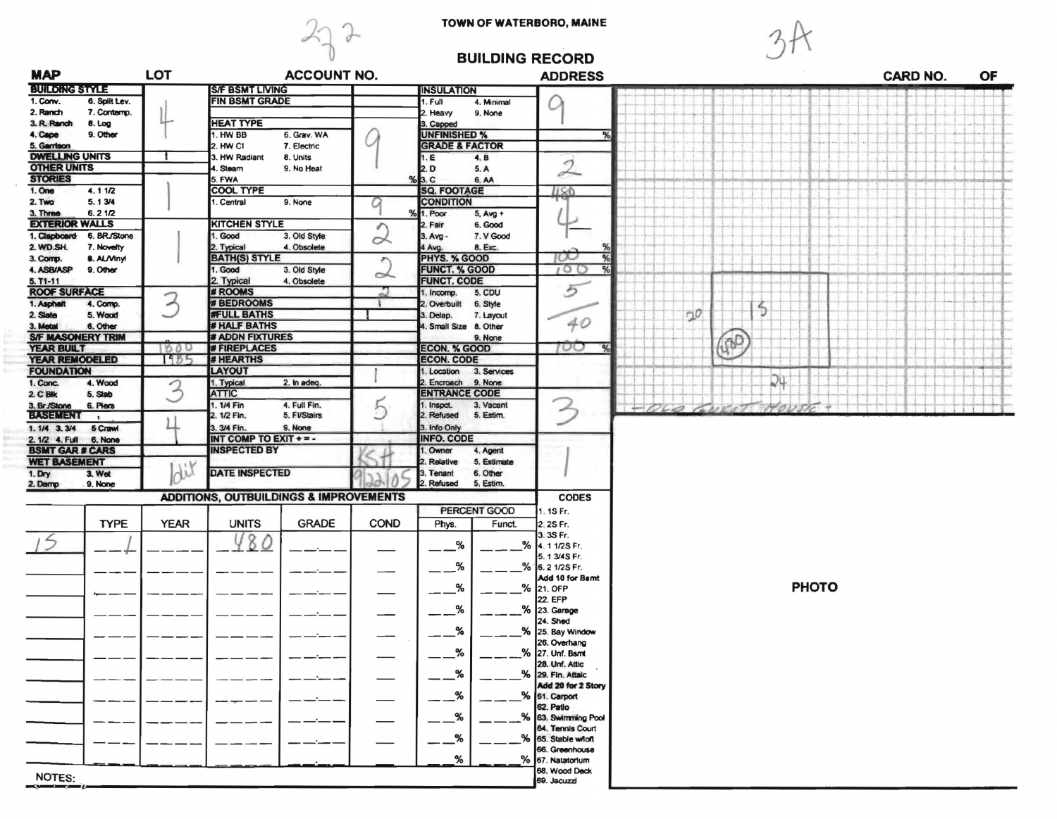272

TOWN OF WATERBORO, MAINE

3A

# BUILDING RECORD

| MAP | LOT | ACCOUNT NO. | ADDRESS | CARD NO. | OF |
|---|---|---|---|---|---|
| | 4 | | 9 | | |

| Field | Value | Field | Value | Field | Value |
|---|---|---|---|---|---|
| **BUILDING STYLE** (1. Conv. 2. Ranch 3. R. Ranch 4. Cape 5. Garrison 6. Split Lev. 7. Contemp. 8. Log 9. Other) | 4 | **S/F BSMT LIVING** | | **INSULATION** (1. Full 2. Heavy 3. Capped 4. Minimal 9. None) | 9 |
| **DWELLING UNITS** | 1 | **FIN BSMT GRADE** | | **UNFINISHED %** | % |
| **OTHER UNITS** | | **HEAT TYPE** (1. HW BB 2. HW CI 3. HW Radiant 4. Steam 5. FWA 6. Grav. WA 7. Electric 8. Units 9. No Heat) | 9 % | **GRADE & FACTOR** (1. E 2. D 3. C 4. B 5. A 6. AA) | 2 |
| **STORIES** (1. One 2. Two 3. Three 4. 1 1/2 5. 1 3/4 6. 2 1/2) | 1 | **COOL TYPE** (1. Central 9. None) | 9 % | **SQ. FOOTAGE** | 480 |
| **EXTERIOR WALLS** (1. Clapboard 2. WD.SH. 3. Comp. 4. ASB/ASP 5. T1-11 6. BR./Stone 7. Novelty 8. AL/Vinyl 9. Other) | 1 | **KITCHEN STYLE** (1. Good 2. Typical 3. Old Style 4. Obsolete) | 2 | **CONDITION** (1. Poor 2. Fair 3. Avg - 4. Avg. 5. Avg + 6. Good 7. V Good 8. Exc.) | 4 % |
| **ROOF SURFACE** (1. Asphalt 2. Slate 3. Metal 4. Comp. 5. Wood 6. Other) | 3 | **BATH(S) STYLE** (1. Good 2. Typical 3. Old Style 4. Obsolete) | 2 | **PHYS. % GOOD** | 100 % |
| **S/F MASONRY TRIM** | | **# ROOMS** | 2 | **FUNCT. % GOOD** | 100 % |
| **YEAR BUILT** | 1800 | **# BEDROOMS** | 1 | **FUNCT. CODE** (1. Incomp. 2. Overbuilt 3. Delap. 4. Small Size 5. CDU 6. Style 7. Layout 8. Other 9. None) | 5 / 40 |
| **YEAR REMODELED** | 1985 | **#FULL BATHS** | 1 | **ECON. % GOOD** | 100 % |
| **FOUNDATION** (1. Conc. 2. C Blk 3. Br./Stone 4. Wood 5. Slab 6. Piers) | 3 | **# HALF BATHS** | | **ECON. CODE** (1. Location 2. Encroach 3. Services 9. None) | |
| **BASEMENT** (1. 1/4 2. 1/2 3. 3/4 4. Full 5 Crawl 6. None) | 4 | **# ADDN FIXTURES** | | **ENTRANCE CODE** (1. Inspct. 2. Refused 3. Info Only 3. Vacant 5. Estim.) | 3 |
| **BSMT GAR # CARS** | | **# FIREPLACES** | | **INFO. CODE** (1. Owner 2. Relative 3. Tenant 2. Refused 4. Agent 5. Estimate 6. Other 5. Estim.) | 1 |
| **WET BASEMENT** (1. Dry 2. Damp 3. Wet 9. None) | Idir | **# HEARTHS** | | | |
| | | **LAYOUT** (1. Typical 2. In adeq.) | 1 | | |
| | | **ATTIC** (1. 1/4 Fin 2. 1/2 Fin. 3. 3/4 Fin. 4. Full Fin. 5. Fl/Stairs 9. None) | 5 | | |
| | | **INT COMP TO EXIT + = -** | | | |
| | | **INSPECTED BY** | KSH | | |
| | | **DATE INSPECTED** | 9/22/05 | | |

Sketch: 15 — 20 × 24 — (480) — OLD GUEST HOUSE

## ADDITIONS, OUTBUILDINGS & IMPROVEMENTS

| | TYPE | YEAR | UNITS | GRADE | COND | PERCENT GOOD Phys. | PERCENT GOOD Funct. |
|---|---|---|---|---|---|---|---|
| 15 | 1 | | 480 | | | % | % |
| | | | | | | % | % |
| | | | | | | % | % |
| | | | | | | % | % |
| | | | | | | % | % |
| | | | | | | % | % |
| | | | | | | % | % |
| | | | | | | % | % |
| | | | | | | % | % |
| | | | | | | % | % |
| | | | | | | % | % |

**CODES**
1. 1S Fr.
2. 2S Fr.
3. 3S Fr.
4. 1 1/2S Fr.
5. 1 3/4S Fr.
6. 2 1/2S Fr.
Add 10 for Bsmt
21. OFP
22. EFP
23. Garage
24. Shed
25. Bay Window
26. Overhang
27. Unf. Bsmt
28. Unf. Attic
29. Fin. Attaic
Add 20 for 2 Story
61. Carport
62. Patio
63. Swimming Pool
64. Tennis Court
65. Stable w/loft
66. Greenhouse
67. Natatorium
68. Wood Deck
69. Jacuzzi

PHOTO

NOTES: